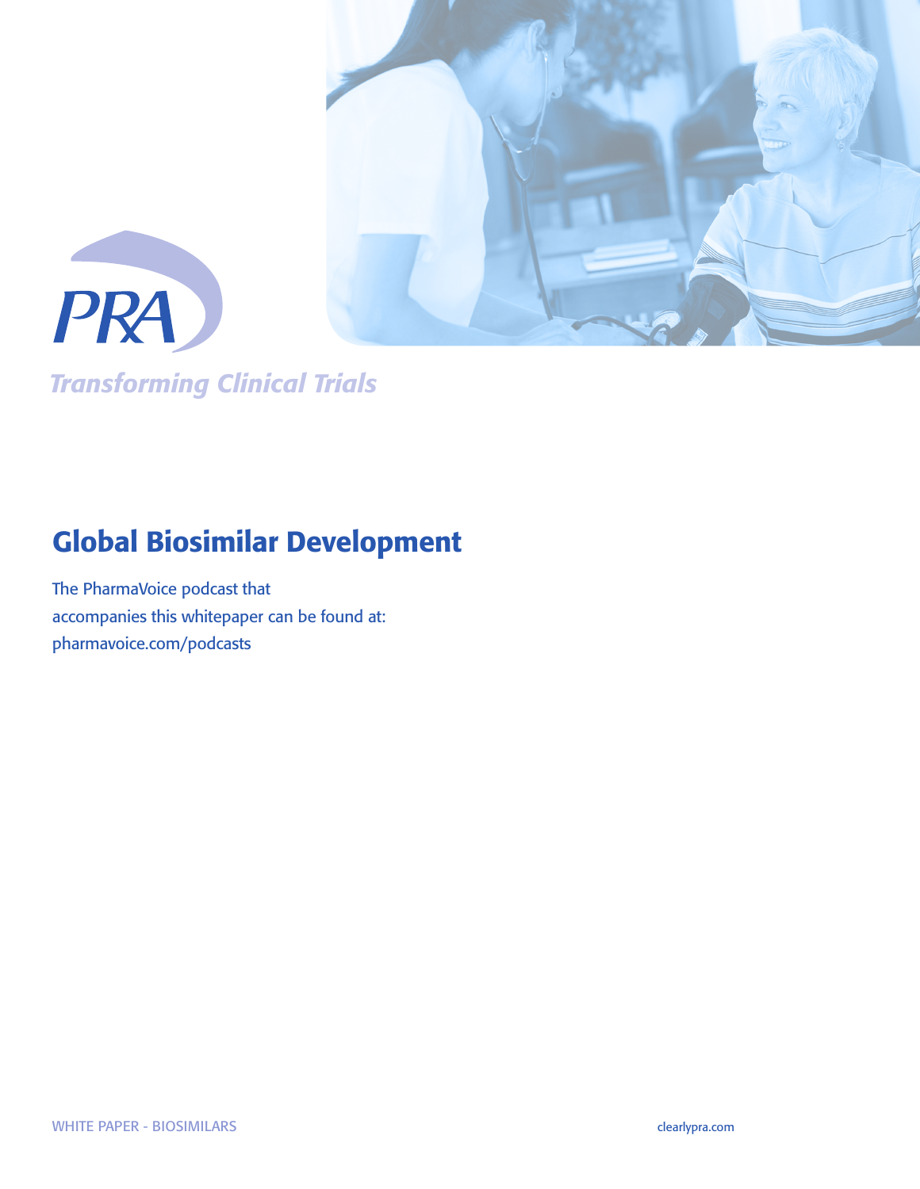PRA

*Transforming Clinical Trials*

# Global Biosimilar Development

The PharmaVoice podcast that accompanies this whitepaper can be found at: pharmavoice.com/podcasts

WHITE PAPER - BIOSIMILARS

clearlypra.com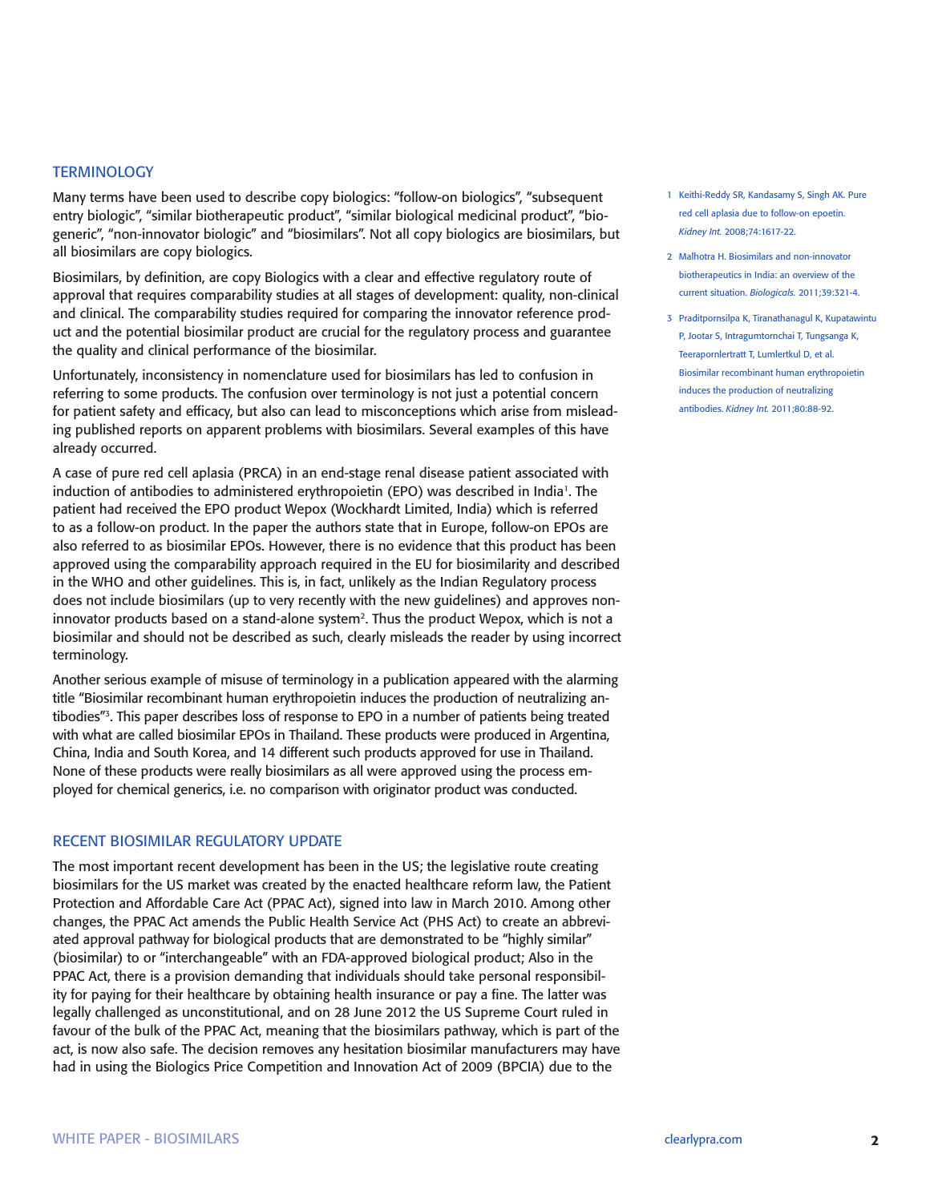## TERMINOLOGY

Many terms have been used to describe copy biologics: "follow-on biologics", "subsequent entry biologic", "similar biotherapeutic product", "similar biological medicinal product", "biogeneric", "non-innovator biologic" and "biosimilars". Not all copy biologics are biosimilars, but all biosimilars are copy biologics.

Biosimilars, by definition, are copy Biologics with a clear and effective regulatory route of approval that requires comparability studies at all stages of development: quality, non-clinical and clinical. The comparability studies required for comparing the innovator reference product and the potential biosimilar product are crucial for the regulatory process and guarantee the quality and clinical performance of the biosimilar.

Unfortunately, inconsistency in nomenclature used for biosimilars has led to confusion in referring to some products. The confusion over terminology is not just a potential concern for patient safety and efficacy, but also can lead to misconceptions which arise from misleading published reports on apparent problems with biosimilars. Several examples of this have already occurred.

A case of pure red cell aplasia (PRCA) in an end-stage renal disease patient associated with induction of antibodies to administered erythropoietin (EPO) was described in India[1]. The patient had received the EPO product Wepox (Wockhardt Limited, India) which is referred to as a follow-on product. In the paper the authors state that in Europe, follow-on EPOs are also referred to as biosimilar EPOs. However, there is no evidence that this product has been approved using the comparability approach required in the EU for biosimilarity and described in the WHO and other guidelines. This is, in fact, unlikely as the Indian Regulatory process does not include biosimilars (up to very recently with the new guidelines) and approves non-innovator products based on a stand-alone system[2]. Thus the product Wepox, which is not a biosimilar and should not be described as such, clearly misleads the reader by using incorrect terminology.

Another serious example of misuse of terminology in a publication appeared with the alarming title "Biosimilar recombinant human erythropoietin induces the production of neutralizing antibodies"[3]. This paper describes loss of response to EPO in a number of patients being treated with what are called biosimilar EPOs in Thailand. These products were produced in Argentina, China, India and South Korea, and 14 different such products approved for use in Thailand. None of these products were really biosimilars as all were approved using the process employed for chemical generics, i.e. no comparison with originator product was conducted.

## RECENT BIOSIMILAR REGULATORY UPDATE

The most important recent development has been in the US; the legislative route creating biosimilars for the US market was created by the enacted healthcare reform law, the Patient Protection and Affordable Care Act (PPAC Act), signed into law in March 2010. Among other changes, the PPAC Act amends the Public Health Service Act (PHS Act) to create an abbreviated approval pathway for biological products that are demonstrated to be "highly similar" (biosimilar) to or "interchangeable" with an FDA-approved biological product; Also in the PPAC Act, there is a provision demanding that individuals should take personal responsibility for paying for their healthcare by obtaining health insurance or pay a fine. The latter was legally challenged as unconstitutional, and on 28 June 2012 the US Supreme Court ruled in favour of the bulk of the PPAC Act, meaning that the biosimilars pathway, which is part of the act, is now also safe. The decision removes any hesitation biosimilar manufacturers may have had in using the Biologics Price Competition and Innovation Act of 2009 (BPCIA) due to the

1. Keithi-Reddy SR, Kandasamy S, Singh AK. Pure red cell aplasia due to follow-on epoetin. *Kidney Int.* 2008;74:1617-22.
2. Malhotra H. Biosimilars and non-innovator biotherapeutics in India: an overview of the current situation. *Biologicals.* 2011;39:321-4.
3. Praditpornsilpa K, Tiranathanagul K, Kupatawintu P, Jootar S, Intragumtornchai T, Tungsanga K, Teerapornlertratt T, Lumlertkul D, et al. Biosimilar recombinant human erythropoietin induces the production of neutralizing antibodies. *Kidney Int.* 2011;80:88-92.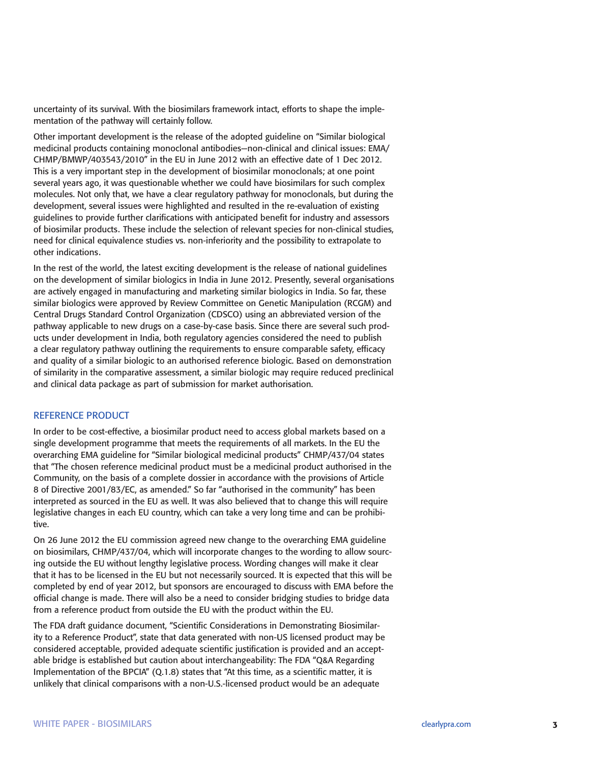uncertainty of its survival. With the biosimilars framework intact, efforts to shape the implementation of the pathway will certainly follow.

Other important development is the release of the adopted guideline on "Similar biological medicinal products containing monoclonal antibodies—non-clinical and clinical issues: EMA/CHMP/BMWP/403543/2010" in the EU in June 2012 with an effective date of 1 Dec 2012. This is a very important step in the development of biosimilar monoclonals; at one point several years ago, it was questionable whether we could have biosimilars for such complex molecules. Not only that, we have a clear regulatory pathway for monoclonals, but during the development, several issues were highlighted and resulted in the re-evaluation of existing guidelines to provide further clarifications with anticipated benefit for industry and assessors of biosimilar products. These include the selection of relevant species for non-clinical studies, need for clinical equivalence studies vs. non-inferiority and the possibility to extrapolate to other indications.

In the rest of the world, the latest exciting development is the release of national guidelines on the development of similar biologics in India in June 2012. Presently, several organisations are actively engaged in manufacturing and marketing similar biologics in India. So far, these similar biologics were approved by Review Committee on Genetic Manipulation (RCGM) and Central Drugs Standard Control Organization (CDSCO) using an abbreviated version of the pathway applicable to new drugs on a case-by-case basis. Since there are several such products under development in India, both regulatory agencies considered the need to publish a clear regulatory pathway outlining the requirements to ensure comparable safety, efficacy and quality of a similar biologic to an authorised reference biologic. Based on demonstration of similarity in the comparative assessment, a similar biologic may require reduced preclinical and clinical data package as part of submission for market authorisation.

## REFERENCE PRODUCT

In order to be cost-effective, a biosimilar product need to access global markets based on a single development programme that meets the requirements of all markets. In the EU the overarching EMA guideline for "Similar biological medicinal products" CHMP/437/04 states that "The chosen reference medicinal product must be a medicinal product authorised in the Community, on the basis of a complete dossier in accordance with the provisions of Article 8 of Directive 2001/83/EC, as amended." So far "authorised in the community" has been interpreted as sourced in the EU as well. It was also believed that to change this will require legislative changes in each EU country, which can take a very long time and can be prohibitive.

On 26 June 2012 the EU commission agreed new change to the overarching EMA guideline on biosimilars, CHMP/437/04, which will incorporate changes to the wording to allow sourcing outside the EU without lengthy legislative process. Wording changes will make it clear that it has to be licensed in the EU but not necessarily sourced. It is expected that this will be completed by end of year 2012, but sponsors are encouraged to discuss with EMA before the official change is made. There will also be a need to consider bridging studies to bridge data from a reference product from outside the EU with the product within the EU.

The FDA draft guidance document, "Scientific Considerations in Demonstrating Biosimilarity to a Reference Product", state that data generated with non-US licensed product may be considered acceptable, provided adequate scientific justification is provided and an acceptable bridge is established but caution about interchangeability: The FDA "Q&A Regarding Implementation of the BPCIA" (Q.1.8) states that "At this time, as a scientific matter, it is unlikely that clinical comparisons with a non-U.S.-licensed product would be an adequate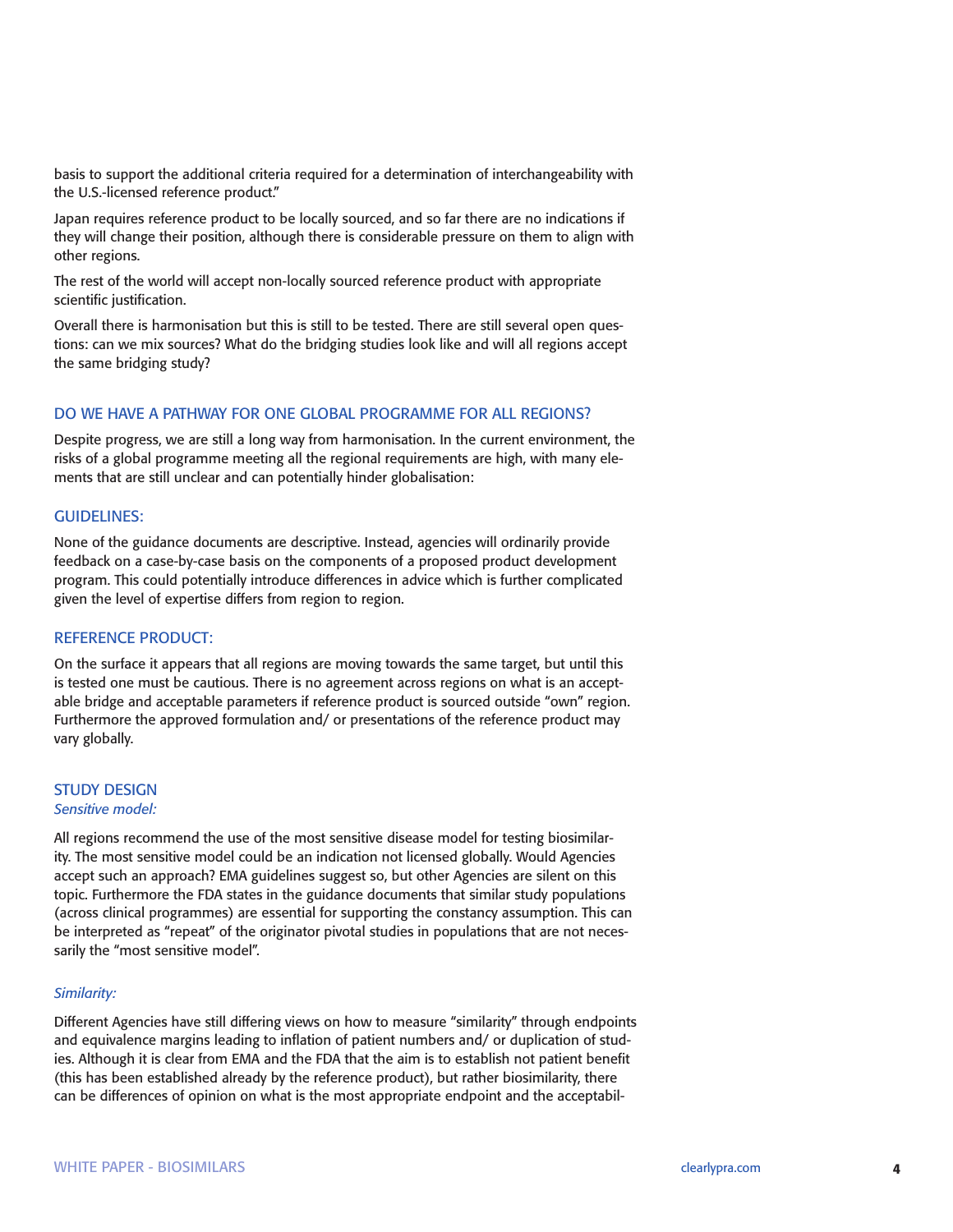basis to support the additional criteria required for a determination of interchangeability with the U.S.-licensed reference product."

Japan requires reference product to be locally sourced, and so far there are no indications if they will change their position, although there is considerable pressure on them to align with other regions.

The rest of the world will accept non-locally sourced reference product with appropriate scientific justification.

Overall there is harmonisation but this is still to be tested. There are still several open questions: can we mix sources? What do the bridging studies look like and will all regions accept the same bridging study?

## DO WE HAVE A PATHWAY FOR ONE GLOBAL PROGRAMME FOR ALL REGIONS?

Despite progress, we are still a long way from harmonisation. In the current environment, the risks of a global programme meeting all the regional requirements are high, with many elements that are still unclear and can potentially hinder globalisation:

### GUIDELINES:

None of the guidance documents are descriptive. Instead, agencies will ordinarily provide feedback on a case-by-case basis on the components of a proposed product development program. This could potentially introduce differences in advice which is further complicated given the level of expertise differs from region to region.

### REFERENCE PRODUCT:

On the surface it appears that all regions are moving towards the same target, but until this is tested one must be cautious. There is no agreement across regions on what is an acceptable bridge and acceptable parameters if reference product is sourced outside "own" region. Furthermore the approved formulation and/ or presentations of the reference product may vary globally.

### STUDY DESIGN

*Sensitive model:*

All regions recommend the use of the most sensitive disease model for testing biosimilarity. The most sensitive model could be an indication not licensed globally. Would Agencies accept such an approach? EMA guidelines suggest so, but other Agencies are silent on this topic. Furthermore the FDA states in the guidance documents that similar study populations (across clinical programmes) are essential for supporting the constancy assumption. This can be interpreted as "repeat" of the originator pivotal studies in populations that are not necessarily the "most sensitive model".

*Similarity:*

Different Agencies have still differing views on how to measure "similarity" through endpoints and equivalence margins leading to inflation of patient numbers and/ or duplication of studies. Although it is clear from EMA and the FDA that the aim is to establish not patient benefit (this has been established already by the reference product), but rather biosimilarity, there can be differences of opinion on what is the most appropriate endpoint and the acceptabil-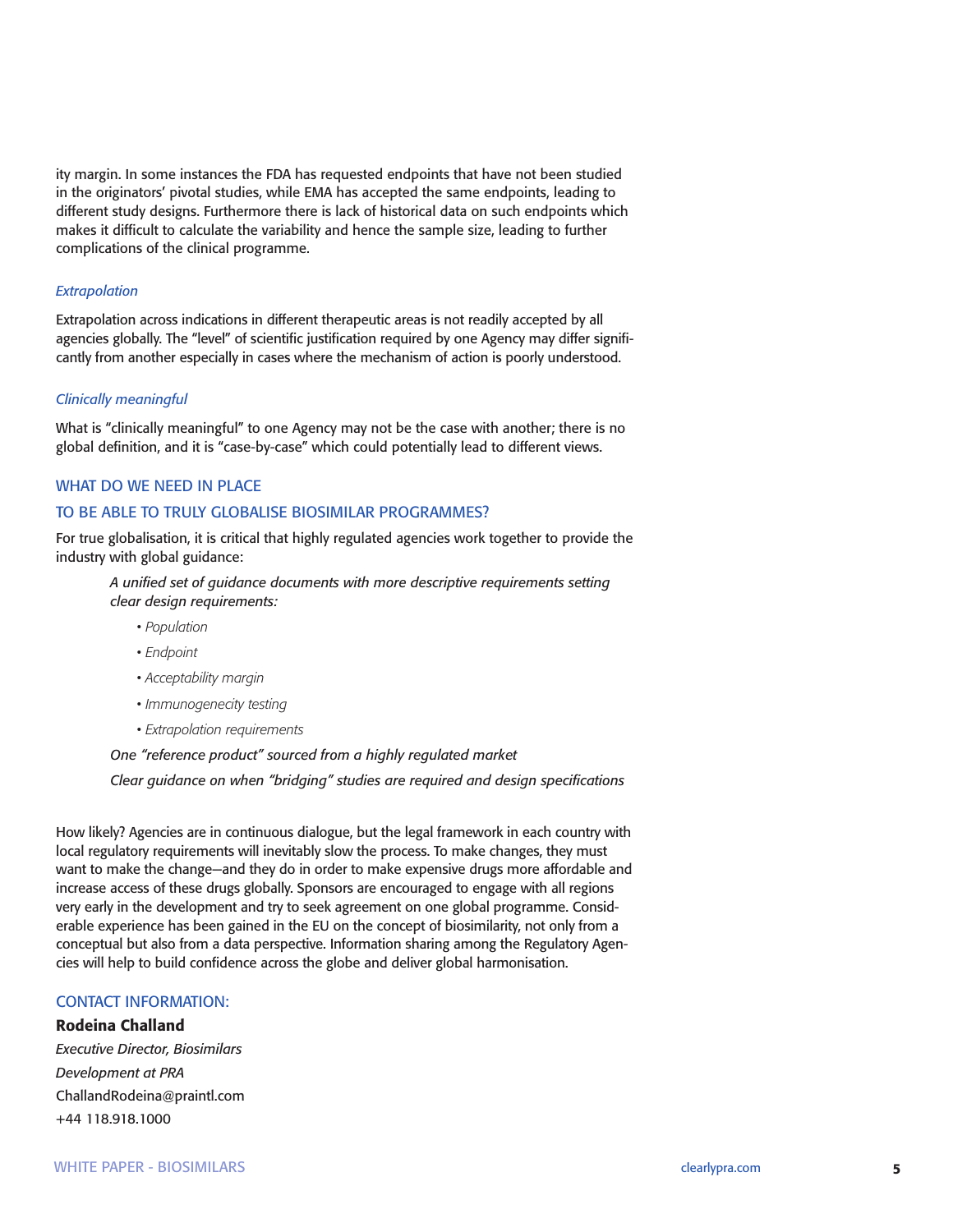ity margin. In some instances the FDA has requested endpoints that have not been studied in the originators' pivotal studies, while EMA has accepted the same endpoints, leading to different study designs. Furthermore there is lack of historical data on such endpoints which makes it difficult to calculate the variability and hence the sample size, leading to further complications of the clinical programme.

### *Extrapolation*

Extrapolation across indications in different therapeutic areas is not readily accepted by all agencies globally. The "level" of scientific justification required by one Agency may differ significantly from another especially in cases where the mechanism of action is poorly understood.

### *Clinically meaningful*

What is "clinically meaningful" to one Agency may not be the case with another; there is no global definition, and it is "case-by-case" which could potentially lead to different views.

## WHAT DO WE NEED IN PLACE TO BE ABLE TO TRULY GLOBALISE BIOSIMILAR PROGRAMMES?

For true globalisation, it is critical that highly regulated agencies work together to provide the industry with global guidance:

*A unified set of guidance documents with more descriptive requirements setting clear design requirements:*

- *Population*
- *Endpoint*
- *Acceptability margin*
- *Immunogenecity testing*
- *Extrapolation requirements*

*One "reference product" sourced from a highly regulated market*

*Clear guidance on when "bridging" studies are required and design specifications*

How likely? Agencies are in continuous dialogue, but the legal framework in each country with local regulatory requirements will inevitably slow the process. To make changes, they must want to make the change—and they do in order to make expensive drugs more affordable and increase access of these drugs globally. Sponsors are encouraged to engage with all regions very early in the development and try to seek agreement on one global programme. Considerable experience has been gained in the EU on the concept of biosimilarity, not only from a conceptual but also from a data perspective. Information sharing among the Regulatory Agencies will help to build confidence across the globe and deliver global harmonisation.

## CONTACT INFORMATION:

**Rodeina Challand**

*Executive Director, Biosimilars Development at PRA*

ChallandRodeina@praintl.com

+44 118.918.1000